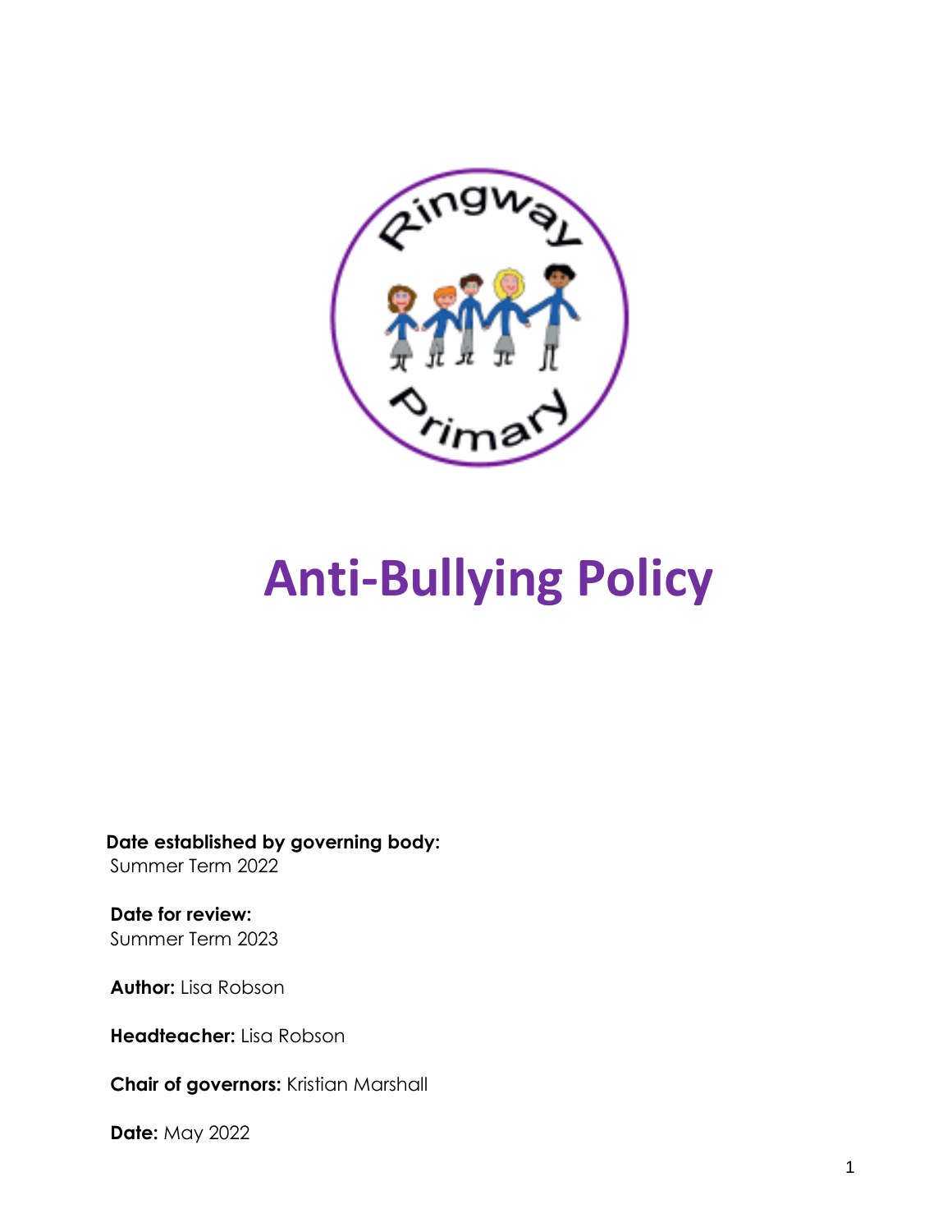# Anti-Bullying Policy

**Date established by governing body:**
Summer Term 2022

**Date for review:**
Summer Term 2023

**Author:** Lisa Robson

**Headteacher:** Lisa Robson

**Chair of governors:** Kristian Marshall

**Date:** May 2022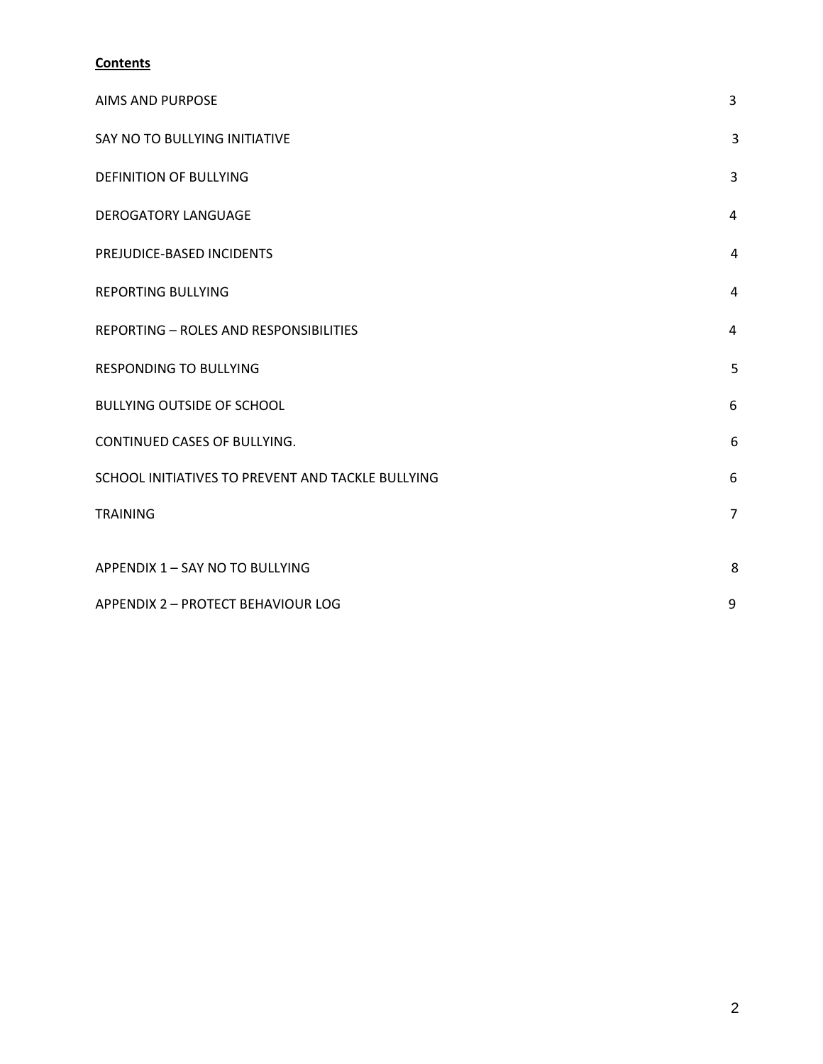**Contents**

| | |
|---|---|
| AIMS AND PURPOSE | 3 |
| SAY NO TO BULLYING INITIATIVE | 3 |
| DEFINITION OF BULLYING | 3 |
| DEROGATORY LANGUAGE | 4 |
| PREJUDICE-BASED INCIDENTS | 4 |
| REPORTING BULLYING | 4 |
| REPORTING – ROLES AND RESPONSIBILITIES | 4 |
| RESPONDING TO BULLYING | 5 |
| BULLYING OUTSIDE OF SCHOOL | 6 |
| CONTINUED CASES OF BULLYING. | 6 |
| SCHOOL INITIATIVES TO PREVENT AND TACKLE BULLYING | 6 |
| TRAINING | 7 |
| APPENDIX 1 – SAY NO TO BULLYING | 8 |
| APPENDIX 2 – PROTECT BEHAVIOUR LOG | 9 |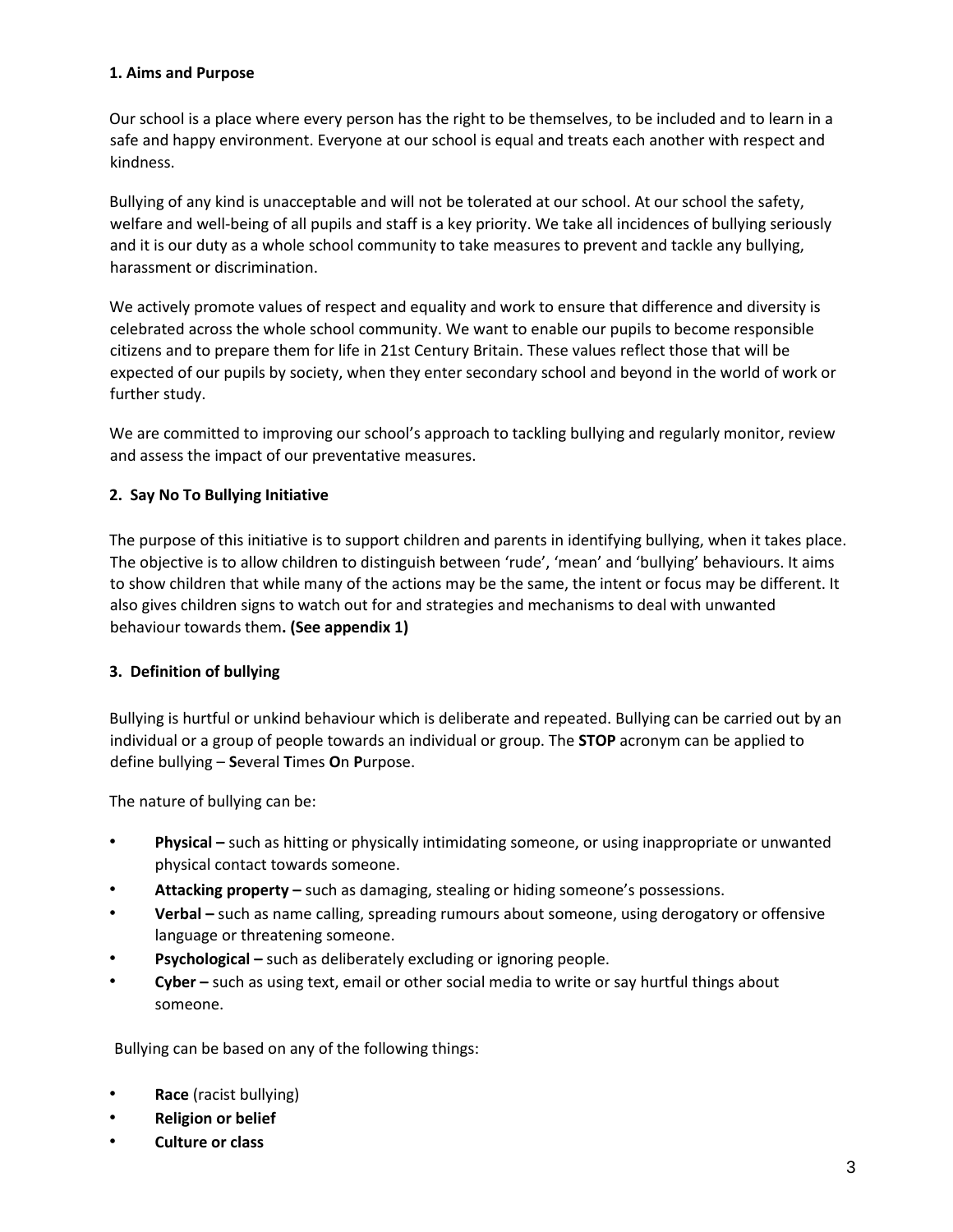## 1. Aims and Purpose

Our school is a place where every person has the right to be themselves, to be included and to learn in a safe and happy environment. Everyone at our school is equal and treats each another with respect and kindness.

Bullying of any kind is unacceptable and will not be tolerated at our school. At our school the safety, welfare and well-being of all pupils and staff is a key priority. We take all incidences of bullying seriously and it is our duty as a whole school community to take measures to prevent and tackle any bullying, harassment or discrimination.

We actively promote values of respect and equality and work to ensure that difference and diversity is celebrated across the whole school community. We want to enable our pupils to become responsible citizens and to prepare them for life in 21st Century Britain. These values reflect those that will be expected of our pupils by society, when they enter secondary school and beyond in the world of work or further study.

We are committed to improving our school's approach to tackling bullying and regularly monitor, review and assess the impact of our preventative measures.

## 2. Say No To Bullying Initiative

The purpose of this initiative is to support children and parents in identifying bullying, when it takes place. The objective is to allow children to distinguish between 'rude', 'mean' and 'bullying' behaviours. It aims to show children that while many of the actions may be the same, the intent or focus may be different. It also gives children signs to watch out for and strategies and mechanisms to deal with unwanted behaviour towards them**. (See appendix 1)**

## 3. Definition of bullying

Bullying is hurtful or unkind behaviour which is deliberate and repeated. Bullying can be carried out by an individual or a group of people towards an individual or group. The **STOP** acronym can be applied to define bullying – **S**everal **T**imes **O**n **P**urpose.

The nature of bullying can be:

- **Physical –** such as hitting or physically intimidating someone, or using inappropriate or unwanted physical contact towards someone.
- **Attacking property –** such as damaging, stealing or hiding someone's possessions.
- **Verbal –** such as name calling, spreading rumours about someone, using derogatory or offensive language or threatening someone.
- **Psychological –** such as deliberately excluding or ignoring people.
- **Cyber –** such as using text, email or other social media to write or say hurtful things about someone.

Bullying can be based on any of the following things:

- **Race** (racist bullying)
- **Religion or belief**
- **Culture or class**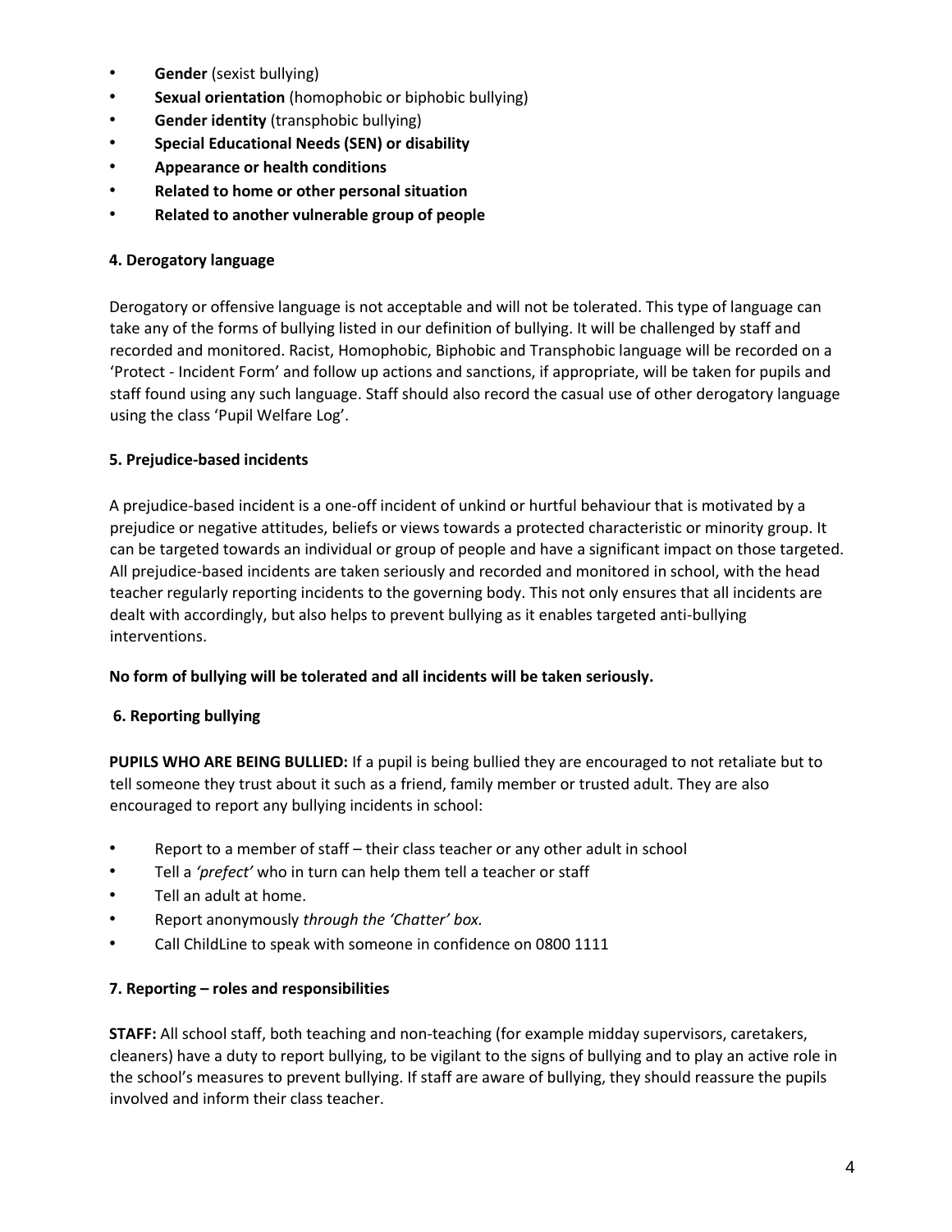- **Gender** (sexist bullying)
- **Sexual orientation** (homophobic or biphobic bullying)
- **Gender identity** (transphobic bullying)
- **Special Educational Needs (SEN) or disability**
- **Appearance or health conditions**
- **Related to home or other personal situation**
- **Related to another vulnerable group of people**

**4. Derogatory language**

Derogatory or offensive language is not acceptable and will not be tolerated. This type of language can take any of the forms of bullying listed in our definition of bullying. It will be challenged by staff and recorded and monitored. Racist, Homophobic, Biphobic and Transphobic language will be recorded on a 'Protect - Incident Form' and follow up actions and sanctions, if appropriate, will be taken for pupils and staff found using any such language. Staff should also record the casual use of other derogatory language using the class 'Pupil Welfare Log'.

**5. Prejudice-based incidents**

A prejudice-based incident is a one-off incident of unkind or hurtful behaviour that is motivated by a prejudice or negative attitudes, beliefs or views towards a protected characteristic or minority group. It can be targeted towards an individual or group of people and have a significant impact on those targeted. All prejudice-based incidents are taken seriously and recorded and monitored in school, with the head teacher regularly reporting incidents to the governing body. This not only ensures that all incidents are dealt with accordingly, but also helps to prevent bullying as it enables targeted anti-bullying interventions.

**No form of bullying will be tolerated and all incidents will be taken seriously.**

**6. Reporting bullying**

**PUPILS WHO ARE BEING BULLIED:** If a pupil is being bullied they are encouraged to not retaliate but to tell someone they trust about it such as a friend, family member or trusted adult. They are also encouraged to report any bullying incidents in school:

- Report to a member of staff – their class teacher or any other adult in school
- Tell a *'prefect'* who in turn can help them tell a teacher or staff
- Tell an adult at home.
- Report anonymously *through the 'Chatter' box.*
- Call ChildLine to speak with someone in confidence on 0800 1111

**7. Reporting – roles and responsibilities**

**STAFF:** All school staff, both teaching and non-teaching (for example midday supervisors, caretakers, cleaners) have a duty to report bullying, to be vigilant to the signs of bullying and to play an active role in the school's measures to prevent bullying. If staff are aware of bullying, they should reassure the pupils involved and inform their class teacher.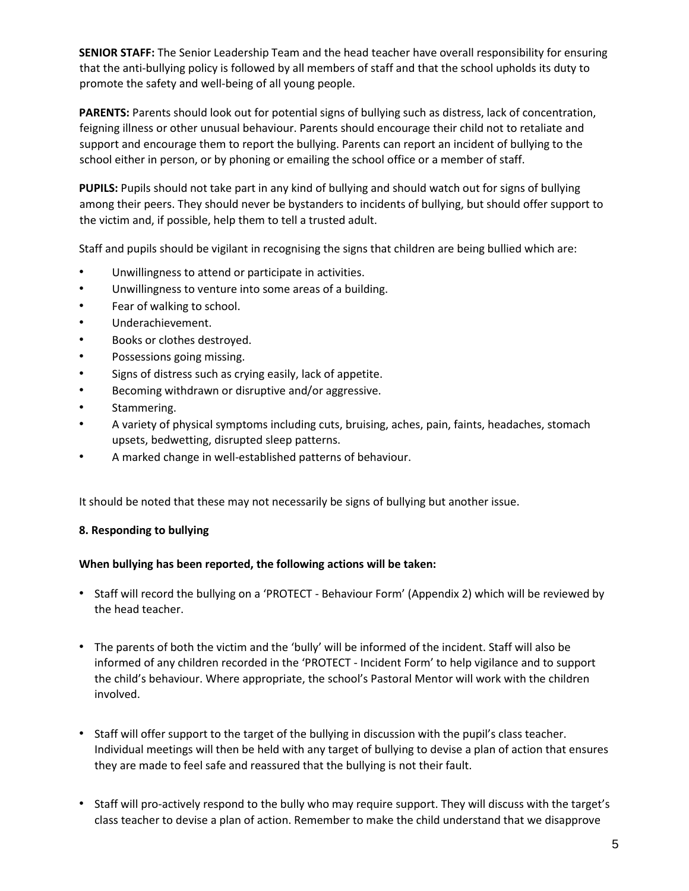**SENIOR STAFF:** The Senior Leadership Team and the head teacher have overall responsibility for ensuring that the anti-bullying policy is followed by all members of staff and that the school upholds its duty to promote the safety and well-being of all young people.

**PARENTS:** Parents should look out for potential signs of bullying such as distress, lack of concentration, feigning illness or other unusual behaviour. Parents should encourage their child not to retaliate and support and encourage them to report the bullying. Parents can report an incident of bullying to the school either in person, or by phoning or emailing the school office or a member of staff.

**PUPILS:** Pupils should not take part in any kind of bullying and should watch out for signs of bullying among their peers. They should never be bystanders to incidents of bullying, but should offer support to the victim and, if possible, help them to tell a trusted adult.

Staff and pupils should be vigilant in recognising the signs that children are being bullied which are:

- Unwillingness to attend or participate in activities.
- Unwillingness to venture into some areas of a building.
- Fear of walking to school.
- Underachievement.
- Books or clothes destroyed.
- Possessions going missing.
- Signs of distress such as crying easily, lack of appetite.
- Becoming withdrawn or disruptive and/or aggressive.
- Stammering.
- A variety of physical symptoms including cuts, bruising, aches, pain, faints, headaches, stomach upsets, bedwetting, disrupted sleep patterns.
- A marked change in well-established patterns of behaviour.

It should be noted that these may not necessarily be signs of bullying but another issue.

**8. Responding to bullying**

**When bullying has been reported, the following actions will be taken:**

- Staff will record the bullying on a 'PROTECT - Behaviour Form' (Appendix 2) which will be reviewed by the head teacher.

- The parents of both the victim and the 'bully' will be informed of the incident. Staff will also be informed of any children recorded in the 'PROTECT - Incident Form' to help vigilance and to support the child's behaviour. Where appropriate, the school's Pastoral Mentor will work with the children involved.

- Staff will offer support to the target of the bullying in discussion with the pupil's class teacher. Individual meetings will then be held with any target of bullying to devise a plan of action that ensures they are made to feel safe and reassured that the bullying is not their fault.

- Staff will pro-actively respond to the bully who may require support. They will discuss with the target's class teacher to devise a plan of action. Remember to make the child understand that we disapprove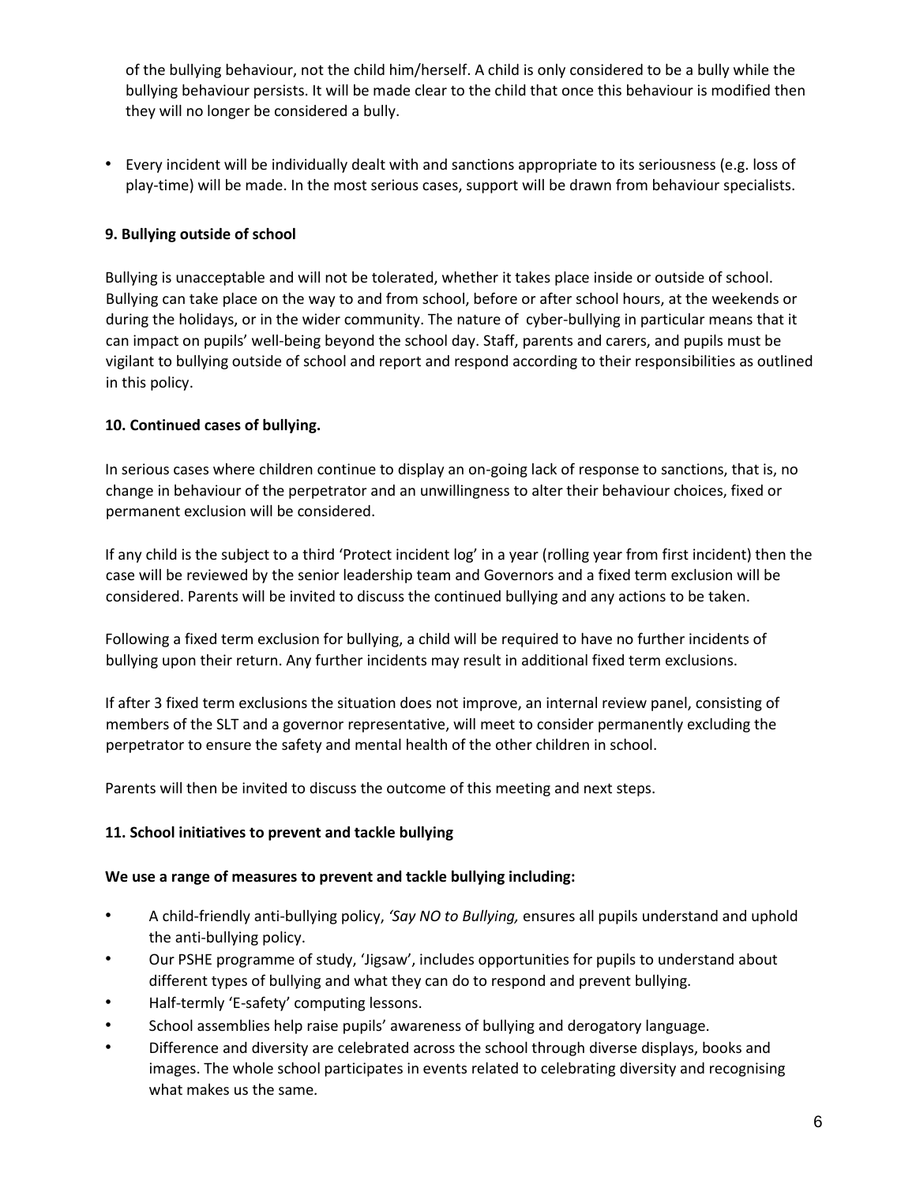of the bullying behaviour, not the child him/herself. A child is only considered to be a bully while the bullying behaviour persists. It will be made clear to the child that once this behaviour is modified then they will no longer be considered a bully.

- Every incident will be individually dealt with and sanctions appropriate to its seriousness (e.g. loss of play-time) will be made. In the most serious cases, support will be drawn from behaviour specialists.

**9. Bullying outside of school**

Bullying is unacceptable and will not be tolerated, whether it takes place inside or outside of school. Bullying can take place on the way to and from school, before or after school hours, at the weekends or during the holidays, or in the wider community. The nature of cyber-bullying in particular means that it can impact on pupils' well-being beyond the school day. Staff, parents and carers, and pupils must be vigilant to bullying outside of school and report and respond according to their responsibilities as outlined in this policy.

**10. Continued cases of bullying.**

In serious cases where children continue to display an on-going lack of response to sanctions, that is, no change in behaviour of the perpetrator and an unwillingness to alter their behaviour choices, fixed or permanent exclusion will be considered.

If any child is the subject to a third 'Protect incident log' in a year (rolling year from first incident) then the case will be reviewed by the senior leadership team and Governors and a fixed term exclusion will be considered. Parents will be invited to discuss the continued bullying and any actions to be taken.

Following a fixed term exclusion for bullying, a child will be required to have no further incidents of bullying upon their return. Any further incidents may result in additional fixed term exclusions.

If after 3 fixed term exclusions the situation does not improve, an internal review panel, consisting of members of the SLT and a governor representative, will meet to consider permanently excluding the perpetrator to ensure the safety and mental health of the other children in school.

Parents will then be invited to discuss the outcome of this meeting and next steps.

**11. School initiatives to prevent and tackle bullying**

**We use a range of measures to prevent and tackle bullying including:**

- A child-friendly anti-bullying policy, *'Say NO to Bullying,* ensures all pupils understand and uphold the anti-bullying policy.
- Our PSHE programme of study, 'Jigsaw', includes opportunities for pupils to understand about different types of bullying and what they can do to respond and prevent bullying.
- Half-termly 'E-safety' computing lessons.
- School assemblies help raise pupils' awareness of bullying and derogatory language.
- Difference and diversity are celebrated across the school through diverse displays, books and images. The whole school participates in events related to celebrating diversity and recognising what makes us the same.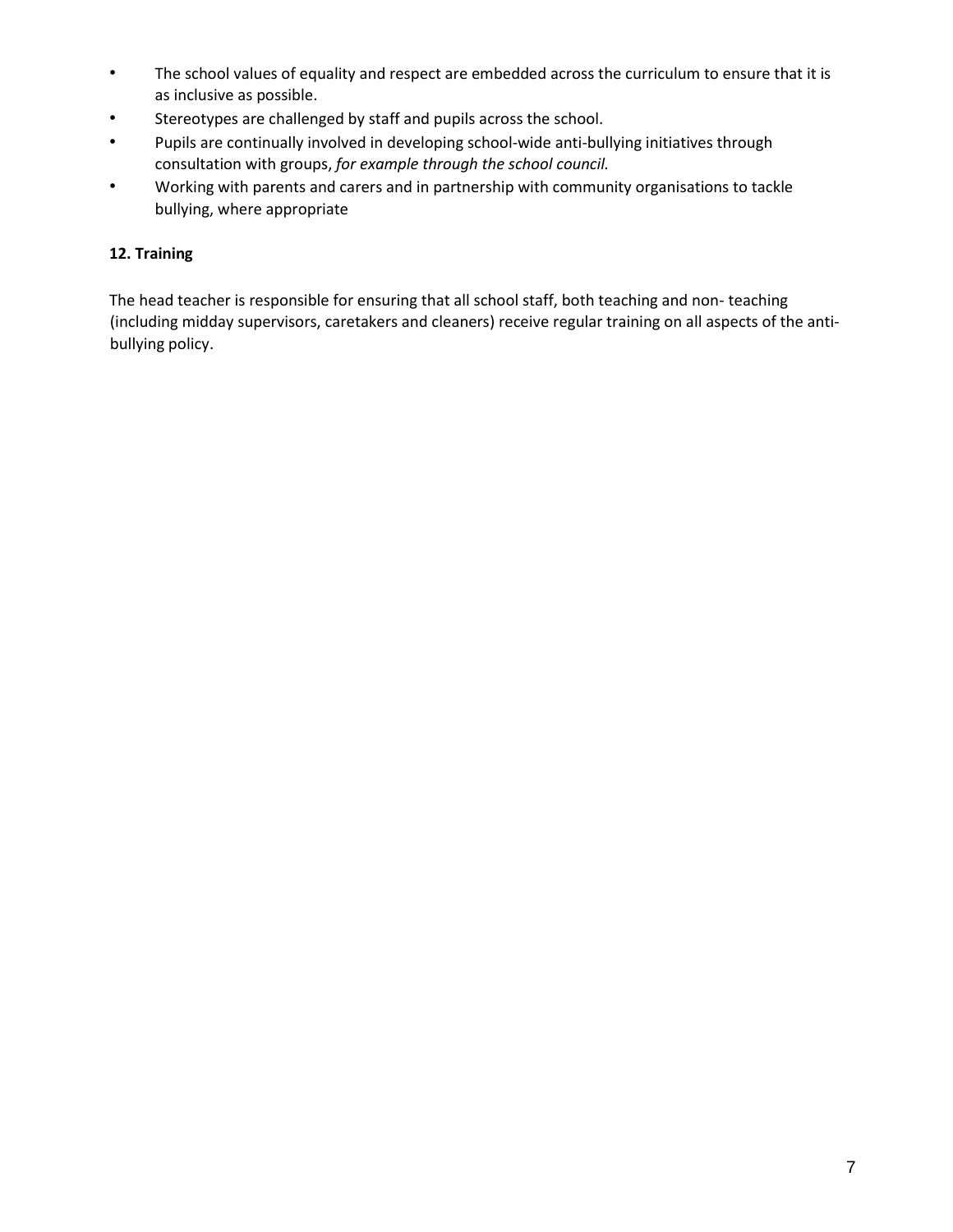- The school values of equality and respect are embedded across the curriculum to ensure that it is as inclusive as possible.
- Stereotypes are challenged by staff and pupils across the school.
- Pupils are continually involved in developing school-wide anti-bullying initiatives through consultation with groups, *for example through the school council.*
- Working with parents and carers and in partnership with community organisations to tackle bullying, where appropriate

**12. Training**

The head teacher is responsible for ensuring that all school staff, both teaching and non- teaching (including midday supervisors, caretakers and cleaners) receive regular training on all aspects of the anti-bullying policy.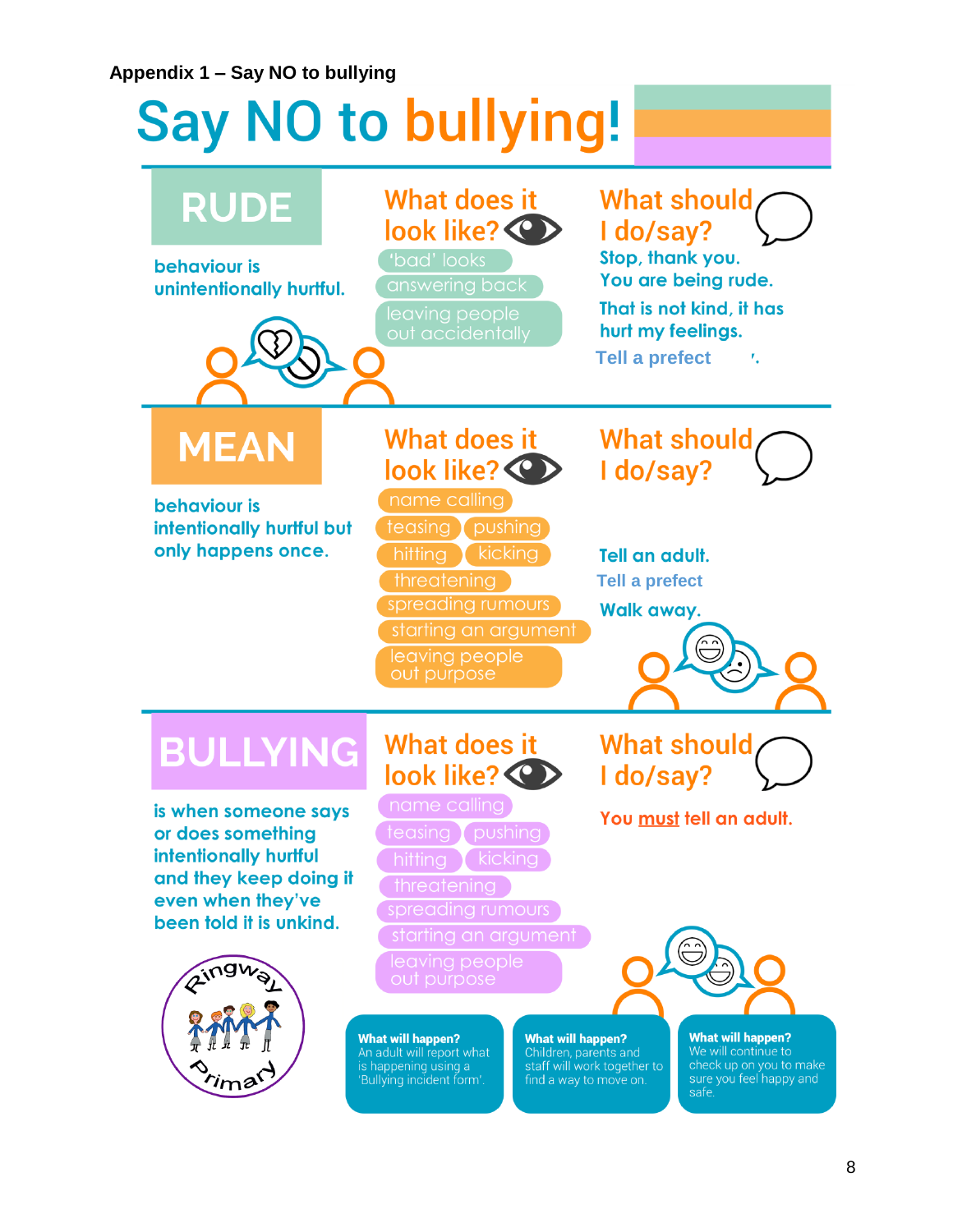**Appendix 1 – Say NO to bullying**

# Say NO to bullying!

## RUDE

behaviour is unintentionally hurtful.

### What does it look like?

- 'bad' looks
- answering back
- leaving people out accidentally

### What should I do/say?

Stop, thank you. You are being rude.

That is not kind, it has hurt my feelings.

Tell a prefect '.

## MEAN

behaviour is intentionally hurtful but only happens once.

### What does it look like?

- name calling
- teasing
- pushing
- hitting
- kicking
- threatening
- spreading rumours
- starting an argument
- leaving people out purpose

### What should I do/say?

Tell an adult.

Tell a prefect

Walk away.

## BULLYING

is when someone says or does something intentionally hurtful and they keep doing it even when they've been told it is unkind.

### What does it look like?

- name calling
- teasing
- pushing
- hitting
- kicking
- threatening
- spreading rumours
- starting an argument
- leaving people out purpose

### What should I do/say?

You must tell an adult.

Ringway Primary

**What will happen?** An adult will report what is happening using a 'Bullying incident form'.

**What will happen?** Children, parents and staff will work together to find a way to move on.

**What will happen?** We will continue to check up on you to make sure you feel happy and safe.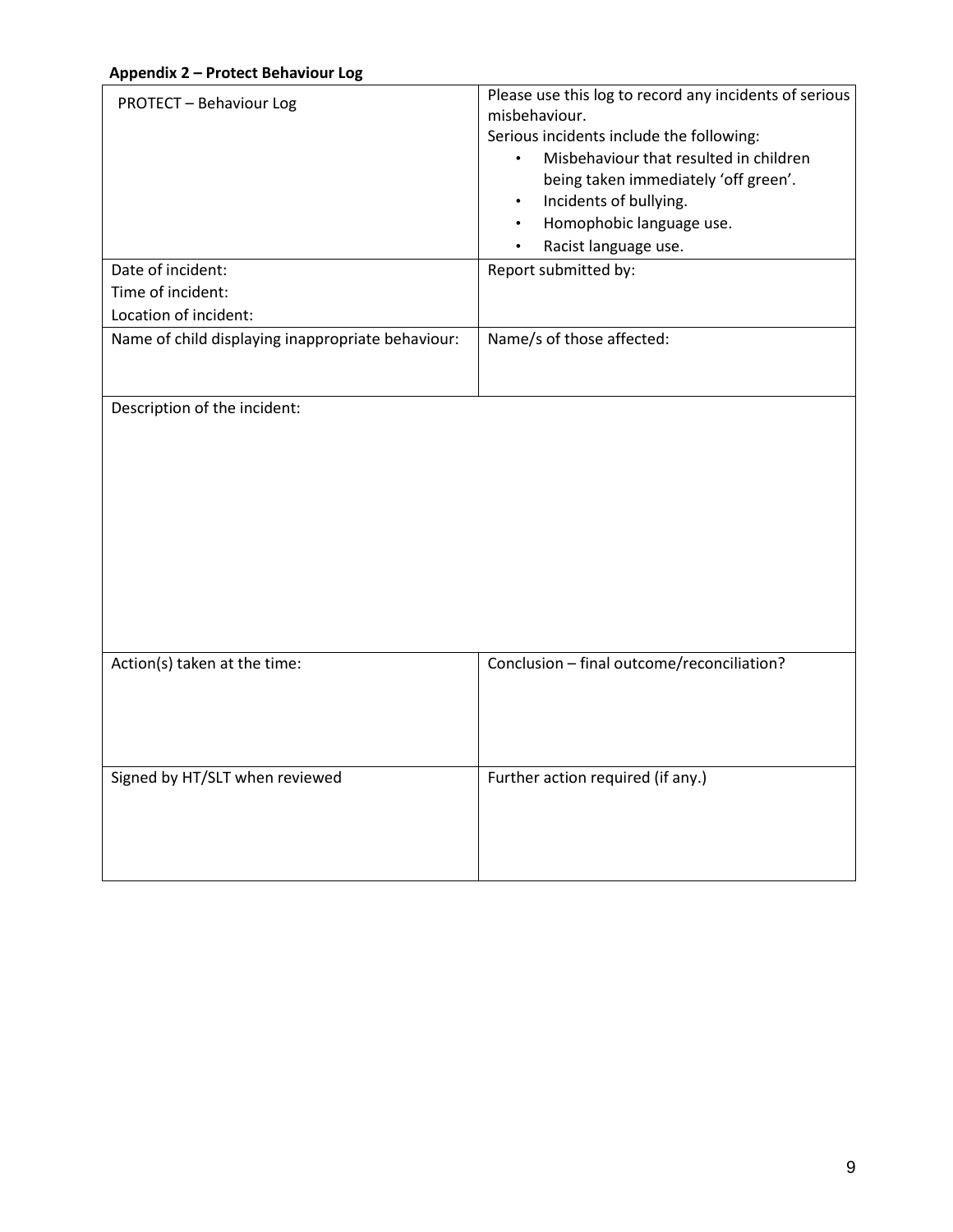**Appendix 2 – Protect Behaviour Log**

| | |
|---|---|
| PROTECT – Behaviour Log | Please use this log to record any incidents of serious misbehaviour.<br>Serious incidents include the following:<br>• Misbehaviour that resulted in children being taken immediately 'off green'.<br>• Incidents of bullying.<br>• Homophobic language use.<br>• Racist language use. |
| Date of incident:<br>Time of incident:<br>Location of incident: | Report submitted by: |
| Name of child displaying inappropriate behaviour: | Name/s of those affected: |
| Description of the incident: | |
| Action(s) taken at the time: | Conclusion – final outcome/reconciliation? |
| Signed by HT/SLT when reviewed | Further action required (if any.) |